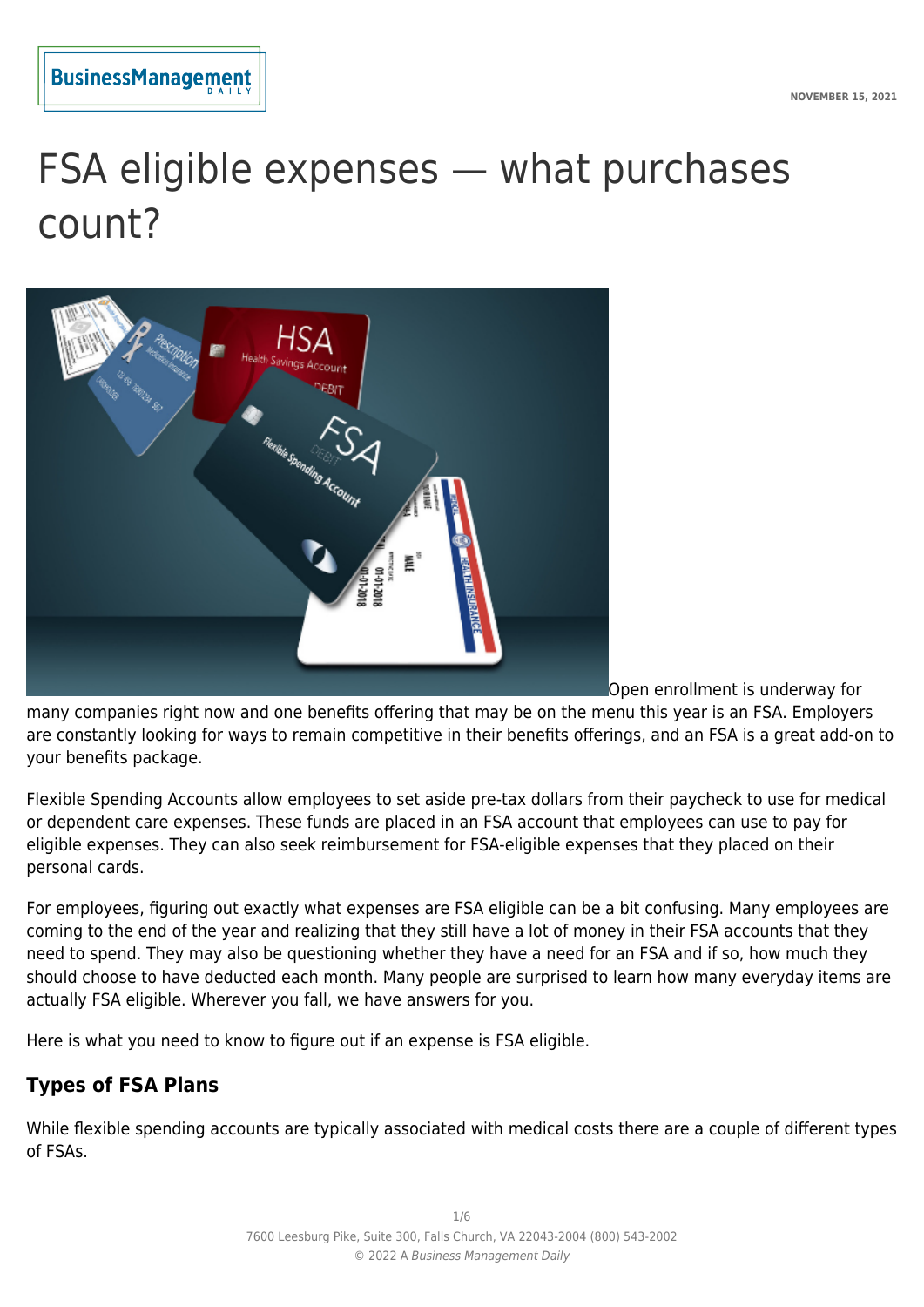NOVEMBER 15, 2021

# FSA eligible expenses — what purchases count?

Open enrollment is underway for many companies right now and one benefits offering that may be on the menu this year is an FSA. Employers are constantly looking for ways to remain competitive in their benefits offerings, and an FSA is a great add-on to your benefits package.

Flexible Spending Accounts allow employees to set aside pre-tax dollars from their paycheck to use for medical or dependent care expenses. These funds are placed in an FSA account that employees can use to pay for eligible expenses. They can also seek reimbursement for FSA-eligible expenses that they placed on their personal cards.

For employees, figuring out exactly what expenses are FSA eligible can be a bit confusing. Many employees are coming to the end of the year and realizing that they still have a lot of money in their FSA accounts that they need to spend. They may also be questioning whether they have a need for an FSA and if so, how much they should choose to have deducted each month. Many people are surprised to learn how many everyday items are actually FSA eligible. Wherever you fall, we have answers for you.

Here is what you need to know to figure out if an expense is FSA eligible.

## Types of FSA Plans

While flexible spending accounts are typically associated with medical costs there are a couple of different types of FSAs.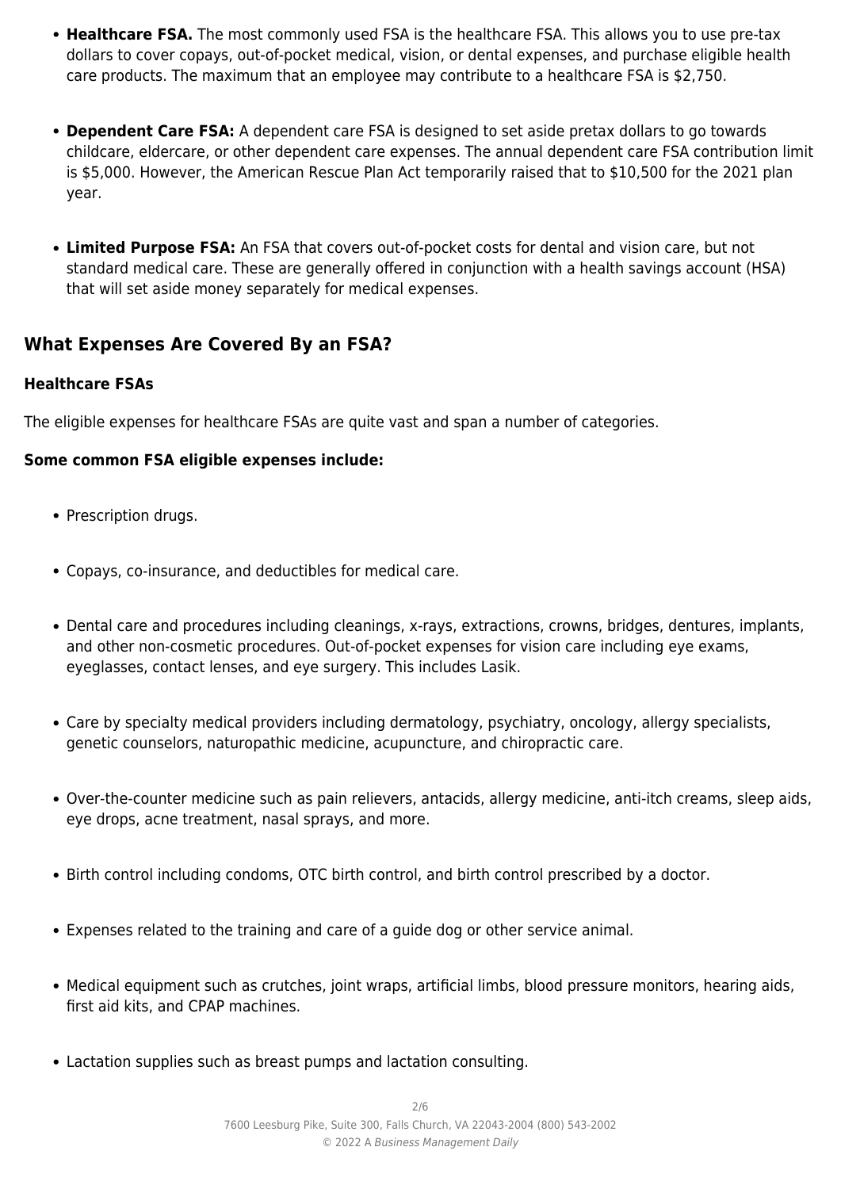- **Healthcare FSA.** The most commonly used FSA is the healthcare FSA. This allows you to use pre-tax dollars to cover copays, out-of-pocket medical, vision, or dental expenses, and purchase eligible health care products. The maximum that an employee may contribute to a healthcare FSA is $2,750.
- **Dependent Care FSA:** A dependent care FSA is designed to set aside pretax dollars to go towards childcare, eldercare, or other dependent care expenses. The annual dependent care FSA contribution limit is $5,000. However, the American Rescue Plan Act temporarily raised that to $10,500 for the 2021 plan year.
- **Limited Purpose FSA:** An FSA that covers out-of-pocket costs for dental and vision care, but not standard medical care. These are generally offered in conjunction with a health savings account (HSA) that will set aside money separately for medical expenses.

## What Expenses Are Covered By an FSA?

### Healthcare FSAs

The eligible expenses for healthcare FSAs are quite vast and span a number of categories.

**Some common FSA eligible expenses include:**

- Prescription drugs.
- Copays, co-insurance, and deductibles for medical care.
- Dental care and procedures including cleanings, x-rays, extractions, crowns, bridges, dentures, implants, and other non-cosmetic procedures. Out-of-pocket expenses for vision care including eye exams, eyeglasses, contact lenses, and eye surgery. This includes Lasik.
- Care by specialty medical providers including dermatology, psychiatry, oncology, allergy specialists, genetic counselors, naturopathic medicine, acupuncture, and chiropractic care.
- Over-the-counter medicine such as pain relievers, antacids, allergy medicine, anti-itch creams, sleep aids, eye drops, acne treatment, nasal sprays, and more.
- Birth control including condoms, OTC birth control, and birth control prescribed by a doctor.
- Expenses related to the training and care of a guide dog or other service animal.
- Medical equipment such as crutches, joint wraps, artificial limbs, blood pressure monitors, hearing aids, first aid kits, and CPAP machines.
- Lactation supplies such as breast pumps and lactation consulting.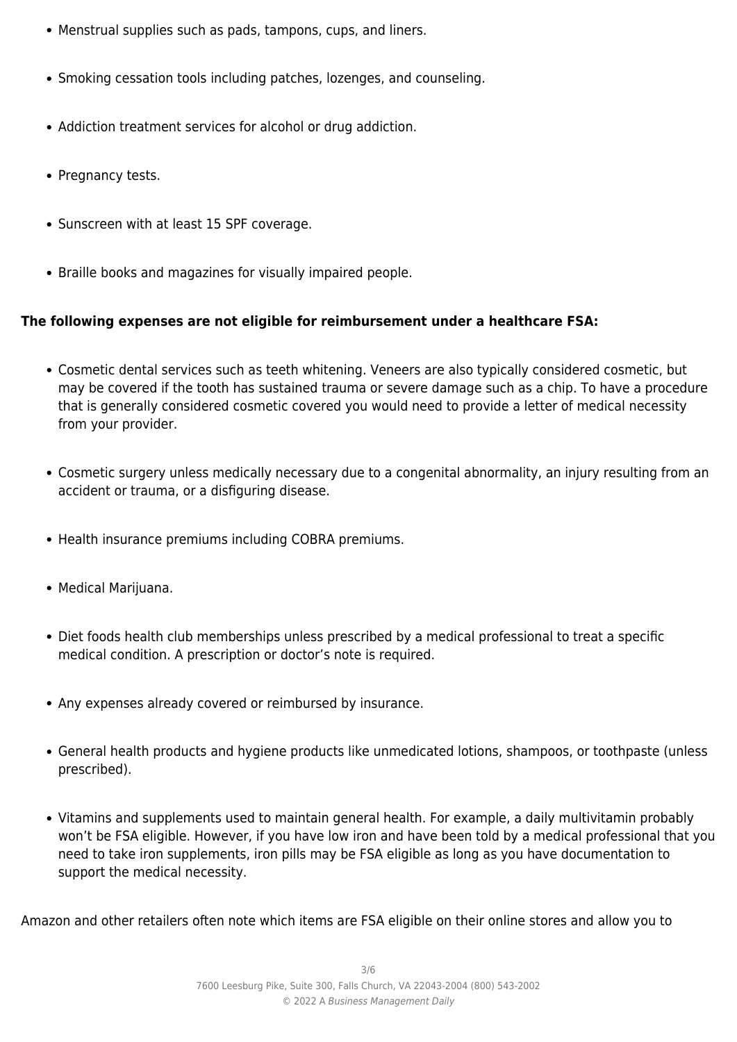- Menstrual supplies such as pads, tampons, cups, and liners.
- Smoking cessation tools including patches, lozenges, and counseling.
- Addiction treatment services for alcohol or drug addiction.
- Pregnancy tests.
- Sunscreen with at least 15 SPF coverage.
- Braille books and magazines for visually impaired people.

**The following expenses are not eligible for reimbursement under a healthcare FSA:**

- Cosmetic dental services such as teeth whitening. Veneers are also typically considered cosmetic, but may be covered if the tooth has sustained trauma or severe damage such as a chip. To have a procedure that is generally considered cosmetic covered you would need to provide a letter of medical necessity from your provider.
- Cosmetic surgery unless medically necessary due to a congenital abnormality, an injury resulting from an accident or trauma, or a disfiguring disease.
- Health insurance premiums including COBRA premiums.
- Medical Marijuana.
- Diet foods health club memberships unless prescribed by a medical professional to treat a specific medical condition. A prescription or doctor's note is required.
- Any expenses already covered or reimbursed by insurance.
- General health products and hygiene products like unmedicated lotions, shampoos, or toothpaste (unless prescribed).
- Vitamins and supplements used to maintain general health. For example, a daily multivitamin probably won't be FSA eligible. However, if you have low iron and have been told by a medical professional that you need to take iron supplements, iron pills may be FSA eligible as long as you have documentation to support the medical necessity.

Amazon and other retailers often note which items are FSA eligible on their online stores and allow you to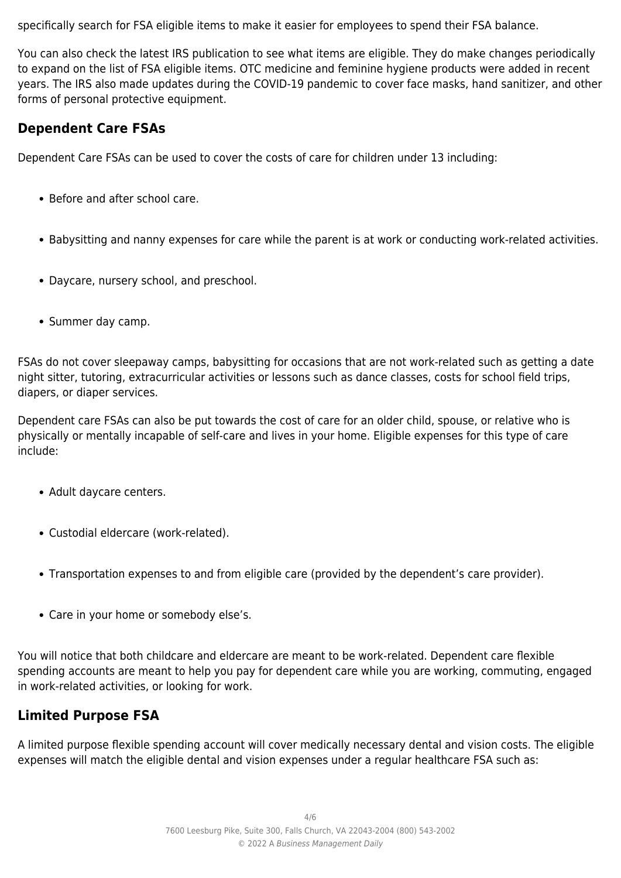specifically search for FSA eligible items to make it easier for employees to spend their FSA balance.

You can also check the latest IRS publication to see what items are eligible. They do make changes periodically to expand on the list of FSA eligible items. OTC medicine and feminine hygiene products were added in recent years. The IRS also made updates during the COVID-19 pandemic to cover face masks, hand sanitizer, and other forms of personal protective equipment.

## Dependent Care FSAs

Dependent Care FSAs can be used to cover the costs of care for children under 13 including:

- Before and after school care.
- Babysitting and nanny expenses for care while the parent is at work or conducting work-related activities.
- Daycare, nursery school, and preschool.
- Summer day camp.

FSAs do not cover sleepaway camps, babysitting for occasions that are not work-related such as getting a date night sitter, tutoring, extracurricular activities or lessons such as dance classes, costs for school field trips, diapers, or diaper services.

Dependent care FSAs can also be put towards the cost of care for an older child, spouse, or relative who is physically or mentally incapable of self-care and lives in your home. Eligible expenses for this type of care include:

- Adult daycare centers.
- Custodial eldercare (work-related).
- Transportation expenses to and from eligible care (provided by the dependent's care provider).
- Care in your home or somebody else's.

You will notice that both childcare and eldercare are meant to be work-related. Dependent care flexible spending accounts are meant to help you pay for dependent care while you are working, commuting, engaged in work-related activities, or looking for work.

## Limited Purpose FSA

A limited purpose flexible spending account will cover medically necessary dental and vision costs. The eligible expenses will match the eligible dental and vision expenses under a regular healthcare FSA such as: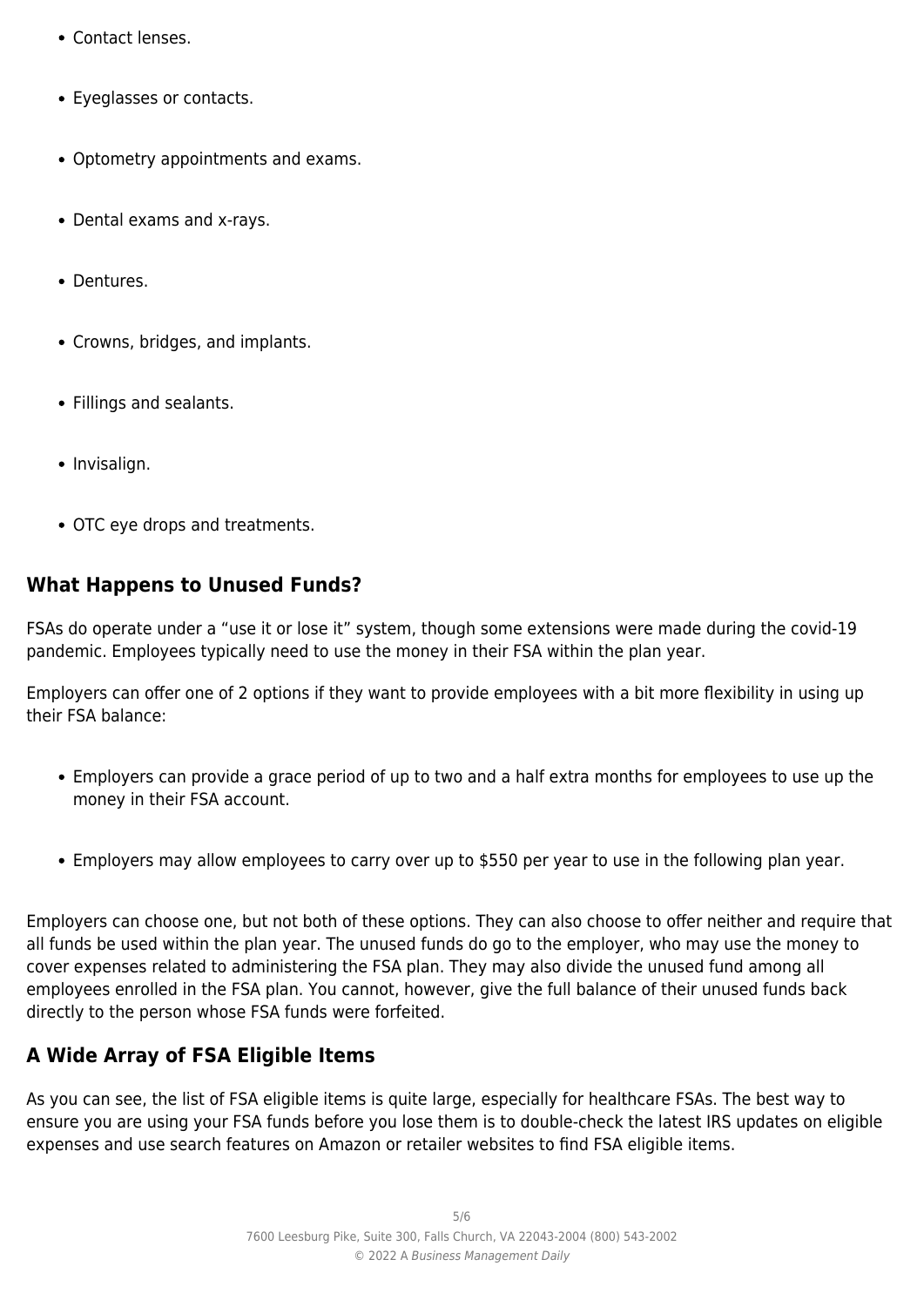- Contact lenses.
- Eyeglasses or contacts.
- Optometry appointments and exams.
- Dental exams and x-rays.
- Dentures.
- Crowns, bridges, and implants.
- Fillings and sealants.
- Invisalign.
- OTC eye drops and treatments.

## What Happens to Unused Funds?

FSAs do operate under a "use it or lose it" system, though some extensions were made during the covid-19 pandemic. Employees typically need to use the money in their FSA within the plan year.

Employers can offer one of 2 options if they want to provide employees with a bit more flexibility in using up their FSA balance:

- Employers can provide a grace period of up to two and a half extra months for employees to use up the money in their FSA account.
- Employers may allow employees to carry over up to $550 per year to use in the following plan year.

Employers can choose one, but not both of these options. They can also choose to offer neither and require that all funds be used within the plan year. The unused funds do go to the employer, who may use the money to cover expenses related to administering the FSA plan. They may also divide the unused fund among all employees enrolled in the FSA plan. You cannot, however, give the full balance of their unused funds back directly to the person whose FSA funds were forfeited.

## A Wide Array of FSA Eligible Items

As you can see, the list of FSA eligible items is quite large, especially for healthcare FSAs. The best way to ensure you are using your FSA funds before you lose them is to double-check the latest IRS updates on eligible expenses and use search features on Amazon or retailer websites to find FSA eligible items.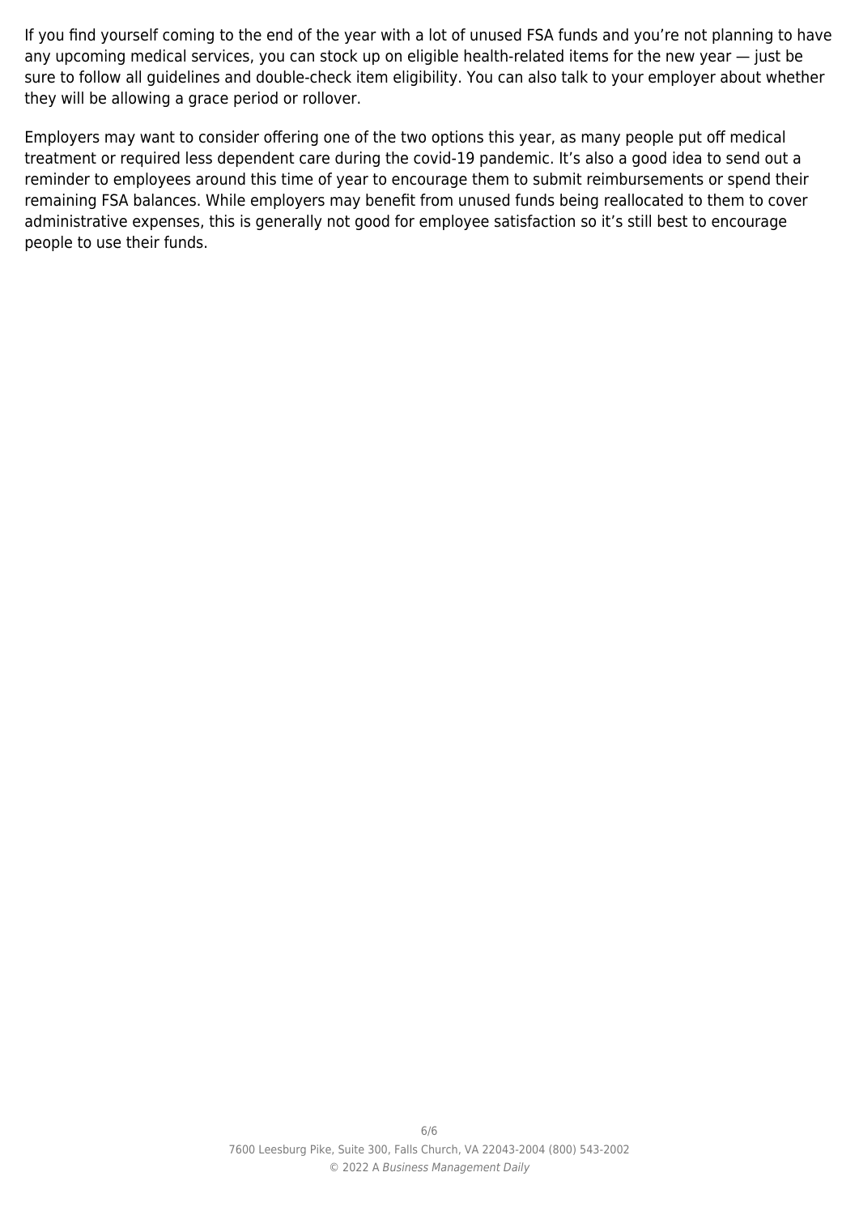If you find yourself coming to the end of the year with a lot of unused FSA funds and you're not planning to have any upcoming medical services, you can stock up on eligible health-related items for the new year — just be sure to follow all guidelines and double-check item eligibility. You can also talk to your employer about whether they will be allowing a grace period or rollover.

Employers may want to consider offering one of the two options this year, as many people put off medical treatment or required less dependent care during the covid-19 pandemic. It's also a good idea to send out a reminder to employees around this time of year to encourage them to submit reimbursements or spend their remaining FSA balances. While employers may benefit from unused funds being reallocated to them to cover administrative expenses, this is generally not good for employee satisfaction so it's still best to encourage people to use their funds.